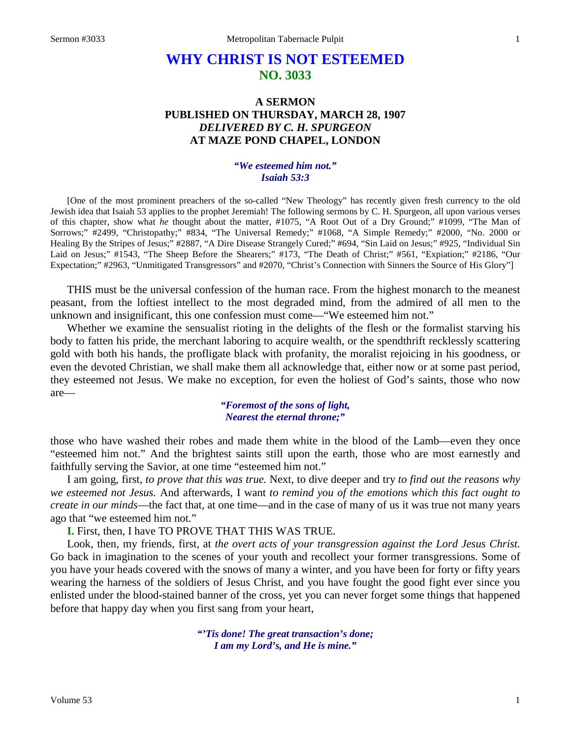# WHY CHRIST IS NOT ESTEEMED
## NO. 3033

### A SERMON
### PUBLISHED ON THURSDAY, MARCH 28, 1907
### *DELIVERED BY C. H. SPURGEON*
### AT MAZE POND CHAPEL, LONDON

*"We esteemed him not."*
*Isaiah 53:3*

[One of the most prominent preachers of the so-called "New Theology" has recently given fresh currency to the old Jewish idea that Isaiah 53 applies to the prophet Jeremiah! The following sermons by C. H. Spurgeon, all upon various verses of this chapter, show what *he* thought about the matter, #1075, "A Root Out of a Dry Ground;" #1099, "The Man of Sorrows;" #2499, "Christopathy;" #834, "The Universal Remedy;" #1068, "A Simple Remedy;" #2000, "No. 2000 or Healing By the Stripes of Jesus;" #2887, "A Dire Disease Strangely Cured;" #694, "Sin Laid on Jesus;" #925, "Individual Sin Laid on Jesus;" #1543, "The Sheep Before the Shearers;" #173, "The Death of Christ;" #561, "Expiation;" #2186, "Our Expectation;" #2963, "Unmitigated Transgressors" and #2070, "Christ's Connection with Sinners the Source of His Glory"]

THIS must be the universal confession of the human race. From the highest monarch to the meanest peasant, from the loftiest intellect to the most degraded mind, from the admired of all men to the unknown and insignificant, this one confession must come—"We esteemed him not."

Whether we examine the sensualist rioting in the delights of the flesh or the formalist starving his body to fatten his pride, the merchant laboring to acquire wealth, or the spendthrift recklessly scattering gold with both his hands, the profligate black with profanity, the moralist rejoicing in his goodness, or even the devoted Christian, we shall make them all acknowledge that, either now or at some past period, they esteemed not Jesus. We make no exception, for even the holiest of God's saints, those who now are—

*"Foremost of the sons of light,*
*Nearest the eternal throne;"*

those who have washed their robes and made them white in the blood of the Lamb—even they once "esteemed him not." And the brightest saints still upon the earth, those who are most earnestly and faithfully serving the Savior, at one time "esteemed him not."

I am going, first, *to prove that this was true.* Next, to dive deeper and try *to find out the reasons why we esteemed not Jesus.* And afterwards, I want *to remind you of the emotions which this fact ought to create in our minds*—the fact that, at one time—and in the case of many of us it was true not many years ago that "we esteemed him not."

**I.** First, then, I have TO PROVE THAT THIS WAS TRUE.

Look, then, my friends, first, at *the overt acts of your transgression against the Lord Jesus Christ.* Go back in imagination to the scenes of your youth and recollect your former transgressions. Some of you have your heads covered with the snows of many a winter, and you have been for forty or fifty years wearing the harness of the soldiers of Jesus Christ, and you have fought the good fight ever since you enlisted under the blood-stained banner of the cross, yet you can never forget some things that happened before that happy day when you first sang from your heart,

*"'Tis done! The great transaction's done;*
*I am my Lord's, and He is mine."*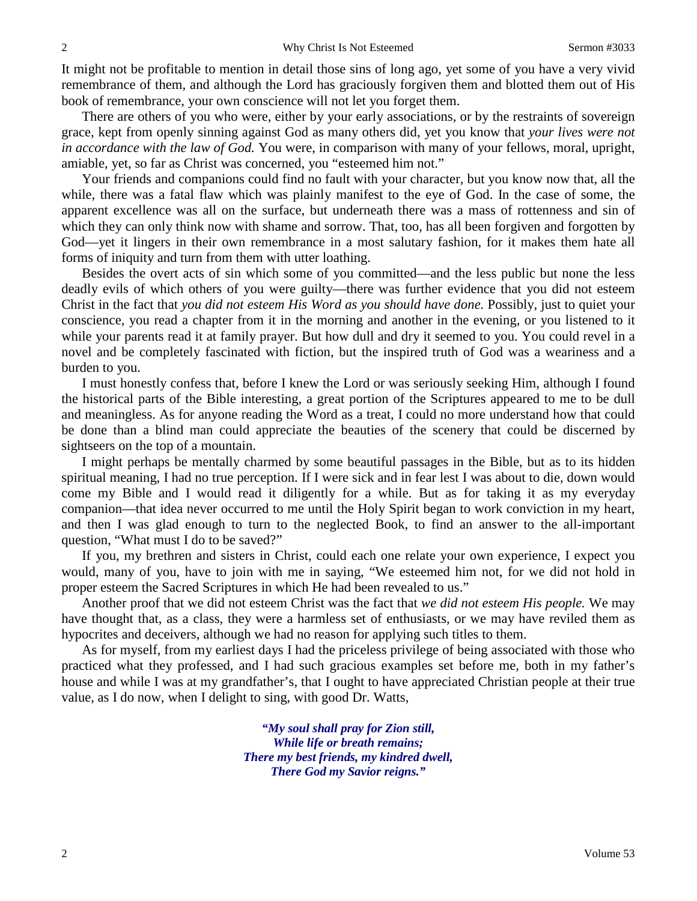It might not be profitable to mention in detail those sins of long ago, yet some of you have a very vivid remembrance of them, and although the Lord has graciously forgiven them and blotted them out of His book of remembrance, your own conscience will not let you forget them.

There are others of you who were, either by your early associations, or by the restraints of sovereign grace, kept from openly sinning against God as many others did, yet you know that *your lives were not in accordance with the law of God.* You were, in comparison with many of your fellows, moral, upright, amiable, yet, so far as Christ was concerned, you "esteemed him not."

Your friends and companions could find no fault with your character, but you know now that, all the while, there was a fatal flaw which was plainly manifest to the eye of God. In the case of some, the apparent excellence was all on the surface, but underneath there was a mass of rottenness and sin of which they can only think now with shame and sorrow. That, too, has all been forgiven and forgotten by God—yet it lingers in their own remembrance in a most salutary fashion, for it makes them hate all forms of iniquity and turn from them with utter loathing.

Besides the overt acts of sin which some of you committed—and the less public but none the less deadly evils of which others of you were guilty—there was further evidence that you did not esteem Christ in the fact that *you did not esteem His Word as you should have done.* Possibly, just to quiet your conscience, you read a chapter from it in the morning and another in the evening, or you listened to it while your parents read it at family prayer. But how dull and dry it seemed to you. You could revel in a novel and be completely fascinated with fiction, but the inspired truth of God was a weariness and a burden to you.

I must honestly confess that, before I knew the Lord or was seriously seeking Him, although I found the historical parts of the Bible interesting, a great portion of the Scriptures appeared to me to be dull and meaningless. As for anyone reading the Word as a treat, I could no more understand how that could be done than a blind man could appreciate the beauties of the scenery that could be discerned by sightseers on the top of a mountain.

I might perhaps be mentally charmed by some beautiful passages in the Bible, but as to its hidden spiritual meaning, I had no true perception. If I were sick and in fear lest I was about to die, down would come my Bible and I would read it diligently for a while. But as for taking it as my everyday companion—that idea never occurred to me until the Holy Spirit began to work conviction in my heart, and then I was glad enough to turn to the neglected Book, to find an answer to the all-important question, "What must I do to be saved?"

If you, my brethren and sisters in Christ, could each one relate your own experience, I expect you would, many of you, have to join with me in saying, "We esteemed him not, for we did not hold in proper esteem the Sacred Scriptures in which He had been revealed to us."

Another proof that we did not esteem Christ was the fact that *we did not esteem His people.* We may have thought that, as a class, they were a harmless set of enthusiasts, or we may have reviled them as hypocrites and deceivers, although we had no reason for applying such titles to them.

As for myself, from my earliest days I had the priceless privilege of being associated with those who practiced what they professed, and I had such gracious examples set before me, both in my father's house and while I was at my grandfather's, that I ought to have appreciated Christian people at their true value, as I do now, when I delight to sing, with good Dr. Watts,

> ***"My soul shall pray for Zion still,***
> ***While life or breath remains;***
> ***There my best friends, my kindred dwell,***
> ***There God my Savior reigns."***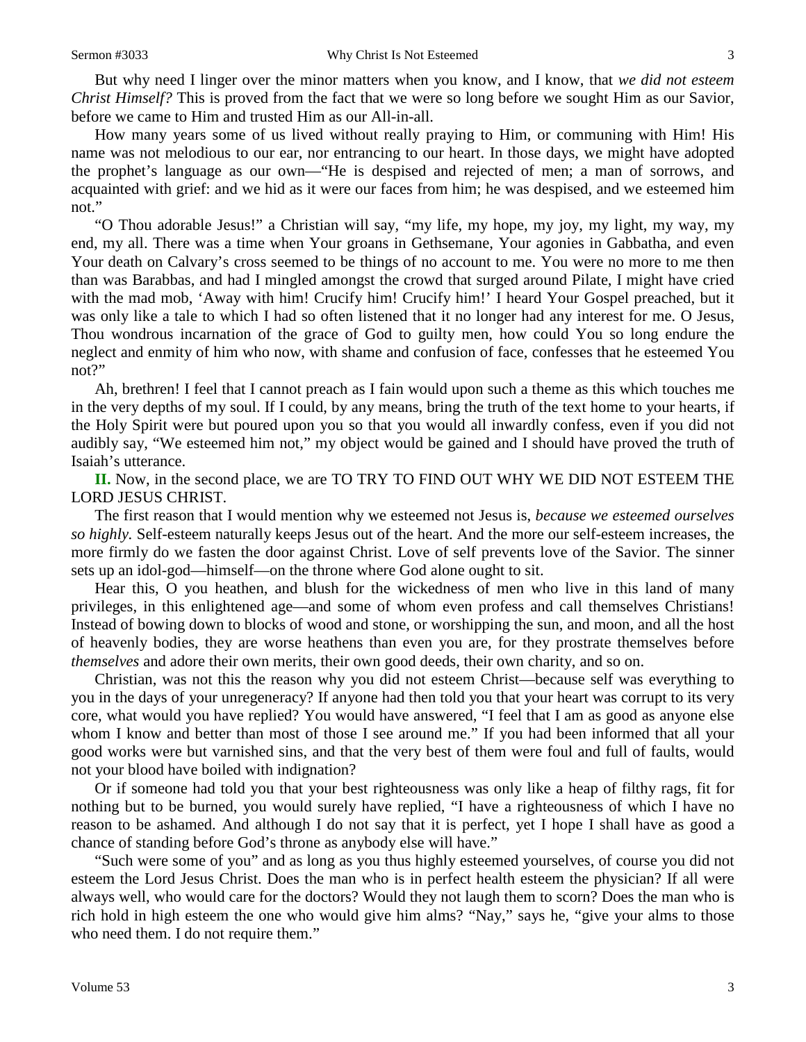But why need I linger over the minor matters when you know, and I know, that *we did not esteem Christ Himself?* This is proved from the fact that we were so long before we sought Him as our Savior, before we came to Him and trusted Him as our All-in-all.

How many years some of us lived without really praying to Him, or communing with Him! His name was not melodious to our ear, nor entrancing to our heart. In those days, we might have adopted the prophet's language as our own—"He is despised and rejected of men; a man of sorrows, and acquainted with grief: and we hid as it were our faces from him; he was despised, and we esteemed him not."

"O Thou adorable Jesus!" a Christian will say, "my life, my hope, my joy, my light, my way, my end, my all. There was a time when Your groans in Gethsemane, Your agonies in Gabbatha, and even Your death on Calvary's cross seemed to be things of no account to me. You were no more to me then than was Barabbas, and had I mingled amongst the crowd that surged around Pilate, I might have cried with the mad mob, 'Away with him! Crucify him! Crucify him!' I heard Your Gospel preached, but it was only like a tale to which I had so often listened that it no longer had any interest for me. O Jesus, Thou wondrous incarnation of the grace of God to guilty men, how could You so long endure the neglect and enmity of him who now, with shame and confusion of face, confesses that he esteemed You not?"

Ah, brethren! I feel that I cannot preach as I fain would upon such a theme as this which touches me in the very depths of my soul. If I could, by any means, bring the truth of the text home to your hearts, if the Holy Spirit were but poured upon you so that you would all inwardly confess, even if you did not audibly say, "We esteemed him not," my object would be gained and I should have proved the truth of Isaiah's utterance.

**II.** Now, in the second place, we are TO TRY TO FIND OUT WHY WE DID NOT ESTEEM THE LORD JESUS CHRIST.

The first reason that I would mention why we esteemed not Jesus is, *because we esteemed ourselves so highly.* Self-esteem naturally keeps Jesus out of the heart. And the more our self-esteem increases, the more firmly do we fasten the door against Christ. Love of self prevents love of the Savior. The sinner sets up an idol-god—himself—on the throne where God alone ought to sit.

Hear this, O you heathen, and blush for the wickedness of men who live in this land of many privileges, in this enlightened age—and some of whom even profess and call themselves Christians! Instead of bowing down to blocks of wood and stone, or worshipping the sun, and moon, and all the host of heavenly bodies, they are worse heathens than even you are, for they prostrate themselves before *themselves* and adore their own merits, their own good deeds, their own charity, and so on.

Christian, was not this the reason why you did not esteem Christ—because self was everything to you in the days of your unregeneracy? If anyone had then told you that your heart was corrupt to its very core, what would you have replied? You would have answered, "I feel that I am as good as anyone else whom I know and better than most of those I see around me." If you had been informed that all your good works were but varnished sins, and that the very best of them were foul and full of faults, would not your blood have boiled with indignation?

Or if someone had told you that your best righteousness was only like a heap of filthy rags, fit for nothing but to be burned, you would surely have replied, "I have a righteousness of which I have no reason to be ashamed. And although I do not say that it is perfect, yet I hope I shall have as good a chance of standing before God's throne as anybody else will have."

"Such were some of you" and as long as you thus highly esteemed yourselves, of course you did not esteem the Lord Jesus Christ. Does the man who is in perfect health esteem the physician? If all were always well, who would care for the doctors? Would they not laugh them to scorn? Does the man who is rich hold in high esteem the one who would give him alms? "Nay," says he, "give your alms to those who need them. I do not require them."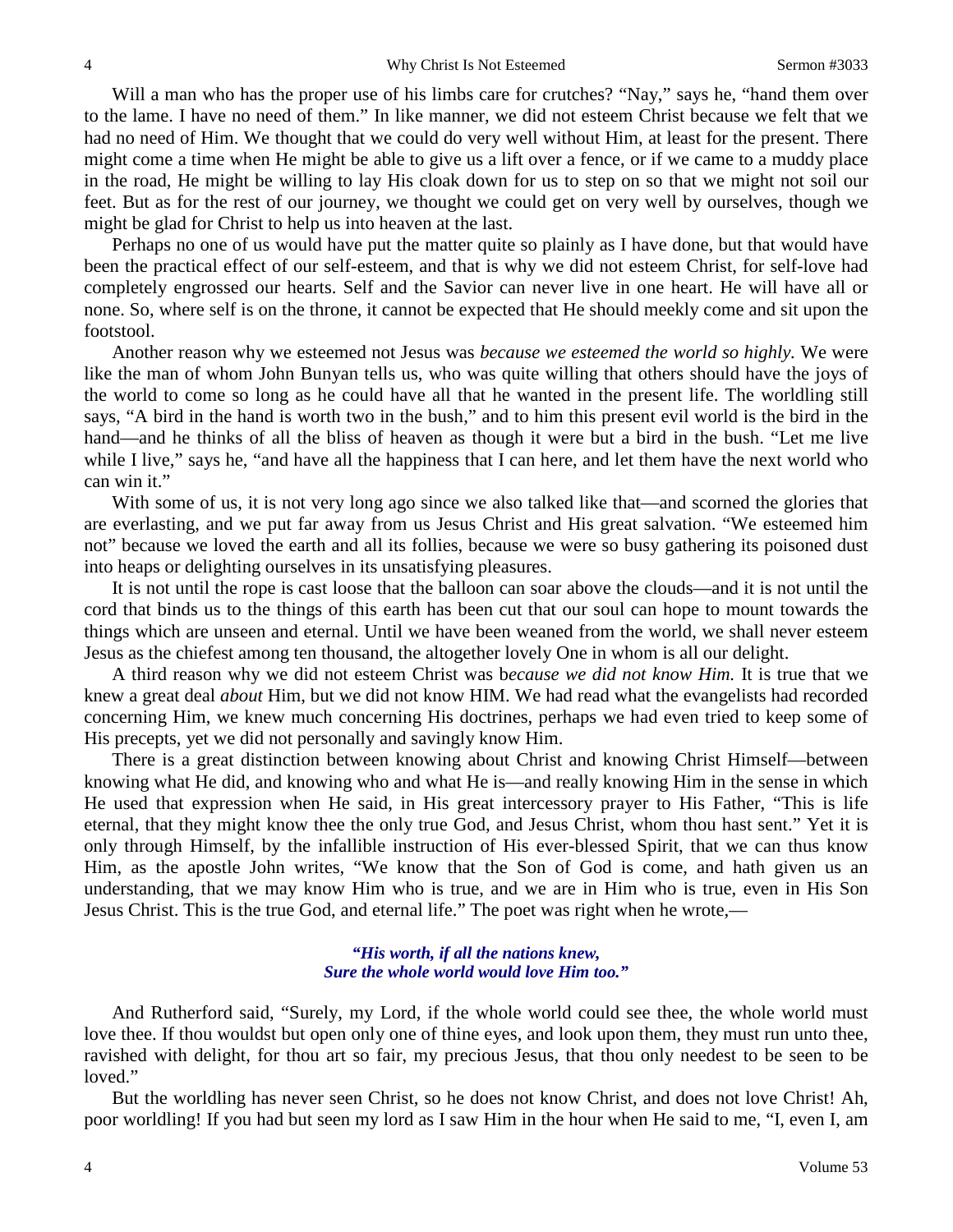Will a man who has the proper use of his limbs care for crutches? "Nay," says he, "hand them over to the lame. I have no need of them." In like manner, we did not esteem Christ because we felt that we had no need of Him. We thought that we could do very well without Him, at least for the present. There might come a time when He might be able to give us a lift over a fence, or if we came to a muddy place in the road, He might be willing to lay His cloak down for us to step on so that we might not soil our feet. But as for the rest of our journey, we thought we could get on very well by ourselves, though we might be glad for Christ to help us into heaven at the last.

Perhaps no one of us would have put the matter quite so plainly as I have done, but that would have been the practical effect of our self-esteem, and that is why we did not esteem Christ, for self-love had completely engrossed our hearts. Self and the Savior can never live in one heart. He will have all or none. So, where self is on the throne, it cannot be expected that He should meekly come and sit upon the footstool.

Another reason why we esteemed not Jesus was *because we esteemed the world so highly.* We were like the man of whom John Bunyan tells us, who was quite willing that others should have the joys of the world to come so long as he could have all that he wanted in the present life. The worldling still says, "A bird in the hand is worth two in the bush," and to him this present evil world is the bird in the hand—and he thinks of all the bliss of heaven as though it were but a bird in the bush. "Let me live while I live," says he, "and have all the happiness that I can here, and let them have the next world who can win it."

With some of us, it is not very long ago since we also talked like that—and scorned the glories that are everlasting, and we put far away from us Jesus Christ and His great salvation. "We esteemed him not" because we loved the earth and all its follies, because we were so busy gathering its poisoned dust into heaps or delighting ourselves in its unsatisfying pleasures.

It is not until the rope is cast loose that the balloon can soar above the clouds—and it is not until the cord that binds us to the things of this earth has been cut that our soul can hope to mount towards the things which are unseen and eternal. Until we have been weaned from the world, we shall never esteem Jesus as the chiefest among ten thousand, the altogether lovely One in whom is all our delight.

A third reason why we did not esteem Christ was b*ecause we did not know Him.* It is true that we knew a great deal *about* Him, but we did not know HIM. We had read what the evangelists had recorded concerning Him, we knew much concerning His doctrines, perhaps we had even tried to keep some of His precepts, yet we did not personally and savingly know Him.

There is a great distinction between knowing about Christ and knowing Christ Himself—between knowing what He did, and knowing who and what He is—and really knowing Him in the sense in which He used that expression when He said, in His great intercessory prayer to His Father, "This is life eternal, that they might know thee the only true God, and Jesus Christ, whom thou hast sent." Yet it is only through Himself, by the infallible instruction of His ever-blessed Spirit, that we can thus know Him, as the apostle John writes, "We know that the Son of God is come, and hath given us an understanding, that we may know Him who is true, and we are in Him who is true, even in His Son Jesus Christ. This is the true God, and eternal life." The poet was right when he wrote,—

*"His worth, if all the nations knew,*
*Sure the whole world would love Him too."*

And Rutherford said, "Surely, my Lord, if the whole world could see thee, the whole world must love thee. If thou wouldst but open only one of thine eyes, and look upon them, they must run unto thee, ravished with delight, for thou art so fair, my precious Jesus, that thou only needest to be seen to be loved."

But the worldling has never seen Christ, so he does not know Christ, and does not love Christ! Ah, poor worldling! If you had but seen my lord as I saw Him in the hour when He said to me, "I, even I, am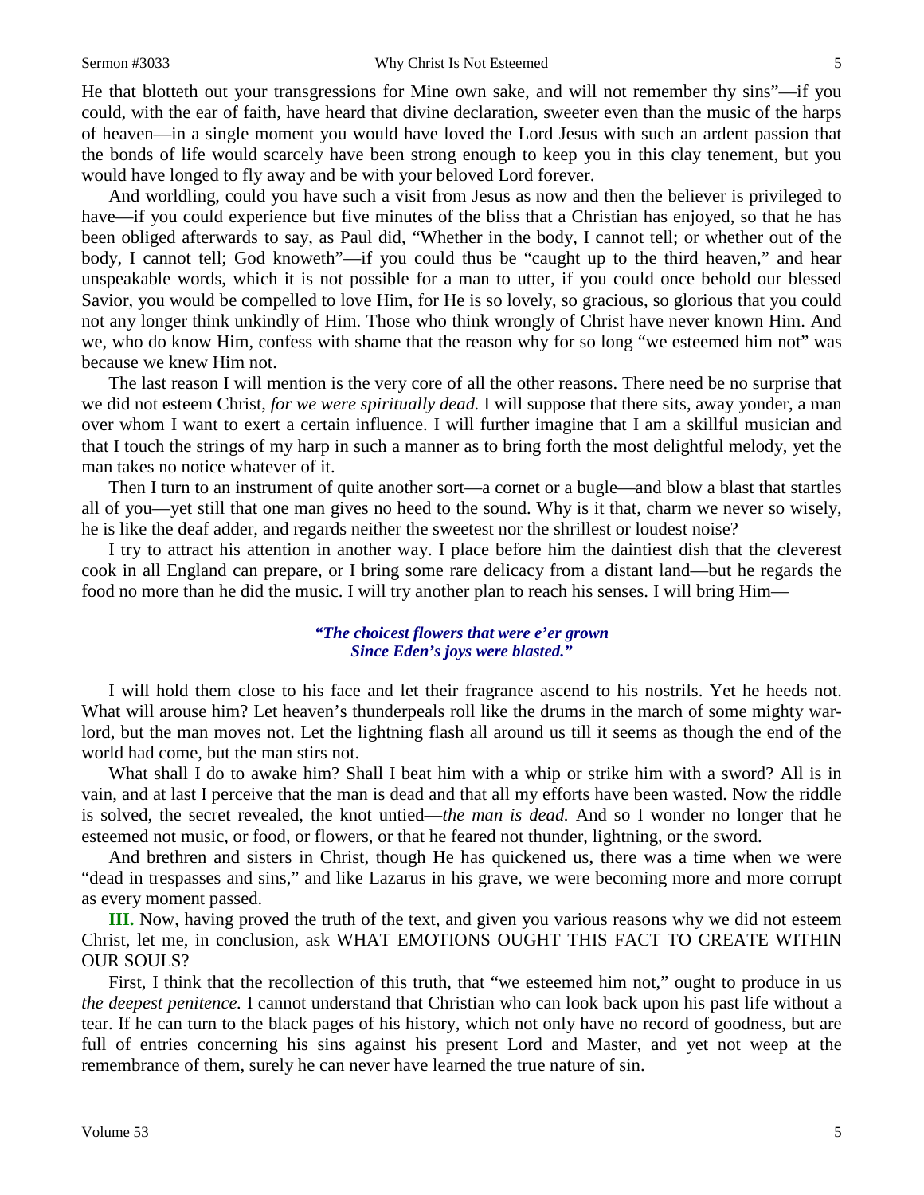He that blotteth out your transgressions for Mine own sake, and will not remember thy sins"—if you could, with the ear of faith, have heard that divine declaration, sweeter even than the music of the harps of heaven—in a single moment you would have loved the Lord Jesus with such an ardent passion that the bonds of life would scarcely have been strong enough to keep you in this clay tenement, but you would have longed to fly away and be with your beloved Lord forever.

And worldling, could you have such a visit from Jesus as now and then the believer is privileged to have—if you could experience but five minutes of the bliss that a Christian has enjoyed, so that he has been obliged afterwards to say, as Paul did, "Whether in the body, I cannot tell; or whether out of the body, I cannot tell; God knoweth"—if you could thus be "caught up to the third heaven," and hear unspeakable words, which it is not possible for a man to utter, if you could once behold our blessed Savior, you would be compelled to love Him, for He is so lovely, so gracious, so glorious that you could not any longer think unkindly of Him. Those who think wrongly of Christ have never known Him. And we, who do know Him, confess with shame that the reason why for so long "we esteemed him not" was because we knew Him not.

The last reason I will mention is the very core of all the other reasons. There need be no surprise that we did not esteem Christ, *for we were spiritually dead.* I will suppose that there sits, away yonder, a man over whom I want to exert a certain influence. I will further imagine that I am a skillful musician and that I touch the strings of my harp in such a manner as to bring forth the most delightful melody, yet the man takes no notice whatever of it.

Then I turn to an instrument of quite another sort—a cornet or a bugle—and blow a blast that startles all of you—yet still that one man gives no heed to the sound. Why is it that, charm we never so wisely, he is like the deaf adder, and regards neither the sweetest nor the shrillest or loudest noise?

I try to attract his attention in another way. I place before him the daintiest dish that the cleverest cook in all England can prepare, or I bring some rare delicacy from a distant land—but he regards the food no more than he did the music. I will try another plan to reach his senses. I will bring Him—

> ***"The choicest flowers that were e'er grown***
> ***Since Eden's joys were blasted."***

I will hold them close to his face and let their fragrance ascend to his nostrils. Yet he heeds not. What will arouse him? Let heaven's thunderpeals roll like the drums in the march of some mighty war-lord, but the man moves not. Let the lightning flash all around us till it seems as though the end of the world had come, but the man stirs not.

What shall I do to awake him? Shall I beat him with a whip or strike him with a sword? All is in vain, and at last I perceive that the man is dead and that all my efforts have been wasted. Now the riddle is solved, the secret revealed, the knot untied—*the man is dead.* And so I wonder no longer that he esteemed not music, or food, or flowers, or that he feared not thunder, lightning, or the sword.

And brethren and sisters in Christ, though He has quickened us, there was a time when we were "dead in trespasses and sins," and like Lazarus in his grave, we were becoming more and more corrupt as every moment passed.

**III.** Now, having proved the truth of the text, and given you various reasons why we did not esteem Christ, let me, in conclusion, ask WHAT EMOTIONS OUGHT THIS FACT TO CREATE WITHIN OUR SOULS?

First, I think that the recollection of this truth, that "we esteemed him not," ought to produce in us *the deepest penitence.* I cannot understand that Christian who can look back upon his past life without a tear. If he can turn to the black pages of his history, which not only have no record of goodness, but are full of entries concerning his sins against his present Lord and Master, and yet not weep at the remembrance of them, surely he can never have learned the true nature of sin.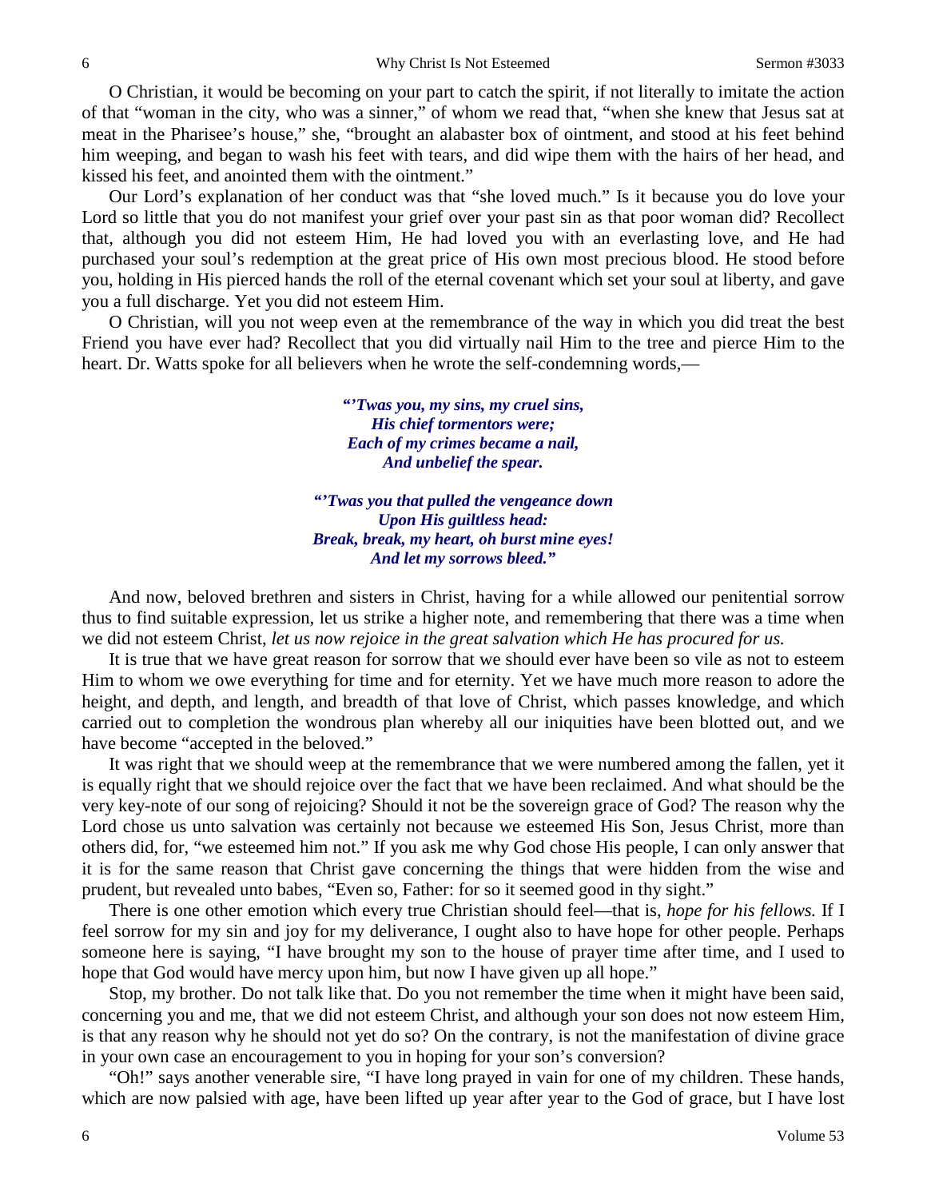O Christian, it would be becoming on your part to catch the spirit, if not literally to imitate the action of that "woman in the city, who was a sinner," of whom we read that, "when she knew that Jesus sat at meat in the Pharisee's house," she, "brought an alabaster box of ointment, and stood at his feet behind him weeping, and began to wash his feet with tears, and did wipe them with the hairs of her head, and kissed his feet, and anointed them with the ointment."

Our Lord's explanation of her conduct was that "she loved much." Is it because you do love your Lord so little that you do not manifest your grief over your past sin as that poor woman did? Recollect that, although you did not esteem Him, He had loved you with an everlasting love, and He had purchased your soul's redemption at the great price of His own most precious blood. He stood before you, holding in His pierced hands the roll of the eternal covenant which set your soul at liberty, and gave you a full discharge. Yet you did not esteem Him.

O Christian, will you not weep even at the remembrance of the way in which you did treat the best Friend you have ever had? Recollect that you did virtually nail Him to the tree and pierce Him to the heart. Dr. Watts spoke for all believers when he wrote the self-condemning words,—

> ***"'Twas you, my sins, my cruel sins,***
> ***His chief tormentors were;***
> ***Each of my crimes became a nail,***
> ***And unbelief the spear.***
>
> ***"'Twas you that pulled the vengeance down***
> ***Upon His guiltless head:***
> ***Break, break, my heart, oh burst mine eyes!***
> ***And let my sorrows bleed."***

And now, beloved brethren and sisters in Christ, having for a while allowed our penitential sorrow thus to find suitable expression, let us strike a higher note, and remembering that there was a time when we did not esteem Christ, *let us now rejoice in the great salvation which He has procured for us.*

It is true that we have great reason for sorrow that we should ever have been so vile as not to esteem Him to whom we owe everything for time and for eternity. Yet we have much more reason to adore the height, and depth, and length, and breadth of that love of Christ, which passes knowledge, and which carried out to completion the wondrous plan whereby all our iniquities have been blotted out, and we have become "accepted in the beloved."

It was right that we should weep at the remembrance that we were numbered among the fallen, yet it is equally right that we should rejoice over the fact that we have been reclaimed. And what should be the very key-note of our song of rejoicing? Should it not be the sovereign grace of God? The reason why the Lord chose us unto salvation was certainly not because we esteemed His Son, Jesus Christ, more than others did, for, "we esteemed him not." If you ask me why God chose His people, I can only answer that it is for the same reason that Christ gave concerning the things that were hidden from the wise and prudent, but revealed unto babes, "Even so, Father: for so it seemed good in thy sight."

There is one other emotion which every true Christian should feel—that is, *hope for his fellows.* If I feel sorrow for my sin and joy for my deliverance, I ought also to have hope for other people. Perhaps someone here is saying, "I have brought my son to the house of prayer time after time, and I used to hope that God would have mercy upon him, but now I have given up all hope."

Stop, my brother. Do not talk like that. Do you not remember the time when it might have been said, concerning you and me, that we did not esteem Christ, and although your son does not now esteem Him, is that any reason why he should not yet do so? On the contrary, is not the manifestation of divine grace in your own case an encouragement to you in hoping for your son's conversion?

"Oh!" says another venerable sire, "I have long prayed in vain for one of my children. These hands, which are now palsied with age, have been lifted up year after year to the God of grace, but I have lost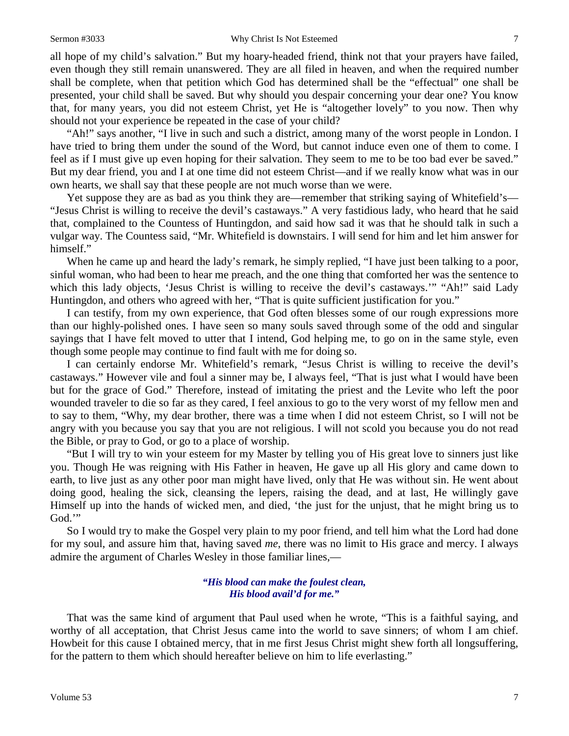all hope of my child's salvation." But my hoary-headed friend, think not that your prayers have failed, even though they still remain unanswered. They are all filed in heaven, and when the required number shall be complete, when that petition which God has determined shall be the "effectual" one shall be presented, your child shall be saved. But why should you despair concerning your dear one? You know that, for many years, you did not esteem Christ, yet He is "altogether lovely" to you now. Then why should not your experience be repeated in the case of your child?

"Ah!" says another, "I live in such and such a district, among many of the worst people in London. I have tried to bring them under the sound of the Word, but cannot induce even one of them to come. I feel as if I must give up even hoping for their salvation. They seem to me to be too bad ever be saved." But my dear friend, you and I at one time did not esteem Christ—and if we really know what was in our own hearts, we shall say that these people are not much worse than we were.

Yet suppose they are as bad as you think they are—remember that striking saying of Whitefield's—"Jesus Christ is willing to receive the devil's castaways." A very fastidious lady, who heard that he said that, complained to the Countess of Huntingdon, and said how sad it was that he should talk in such a vulgar way. The Countess said, "Mr. Whitefield is downstairs. I will send for him and let him answer for himself."

When he came up and heard the lady's remark, he simply replied, "I have just been talking to a poor, sinful woman, who had been to hear me preach, and the one thing that comforted her was the sentence to which this lady objects, 'Jesus Christ is willing to receive the devil's castaways.'" "Ah!" said Lady Huntingdon, and others who agreed with her, "That is quite sufficient justification for you."

I can testify, from my own experience, that God often blesses some of our rough expressions more than our highly-polished ones. I have seen so many souls saved through some of the odd and singular sayings that I have felt moved to utter that I intend, God helping me, to go on in the same style, even though some people may continue to find fault with me for doing so.

I can certainly endorse Mr. Whitefield's remark, "Jesus Christ is willing to receive the devil's castaways." However vile and foul a sinner may be, I always feel, "That is just what I would have been but for the grace of God." Therefore, instead of imitating the priest and the Levite who left the poor wounded traveler to die so far as they cared, I feel anxious to go to the very worst of my fellow men and to say to them, "Why, my dear brother, there was a time when I did not esteem Christ, so I will not be angry with you because you say that you are not religious. I will not scold you because you do not read the Bible, or pray to God, or go to a place of worship.

"But I will try to win your esteem for my Master by telling you of His great love to sinners just like you. Though He was reigning with His Father in heaven, He gave up all His glory and came down to earth, to live just as any other poor man might have lived, only that He was without sin. He went about doing good, healing the sick, cleansing the lepers, raising the dead, and at last, He willingly gave Himself up into the hands of wicked men, and died, 'the just for the unjust, that he might bring us to God.'"

So I would try to make the Gospel very plain to my poor friend, and tell him what the Lord had done for my soul, and assure him that, having saved *me*, there was no limit to His grace and mercy. I always admire the argument of Charles Wesley in those familiar lines,—

***"His blood can make the foulest clean,***
***His blood avail'd for me."***

That was the same kind of argument that Paul used when he wrote, "This is a faithful saying, and worthy of all acceptation, that Christ Jesus came into the world to save sinners; of whom I am chief. Howbeit for this cause I obtained mercy, that in me first Jesus Christ might shew forth all longsuffering, for the pattern to them which should hereafter believe on him to life everlasting."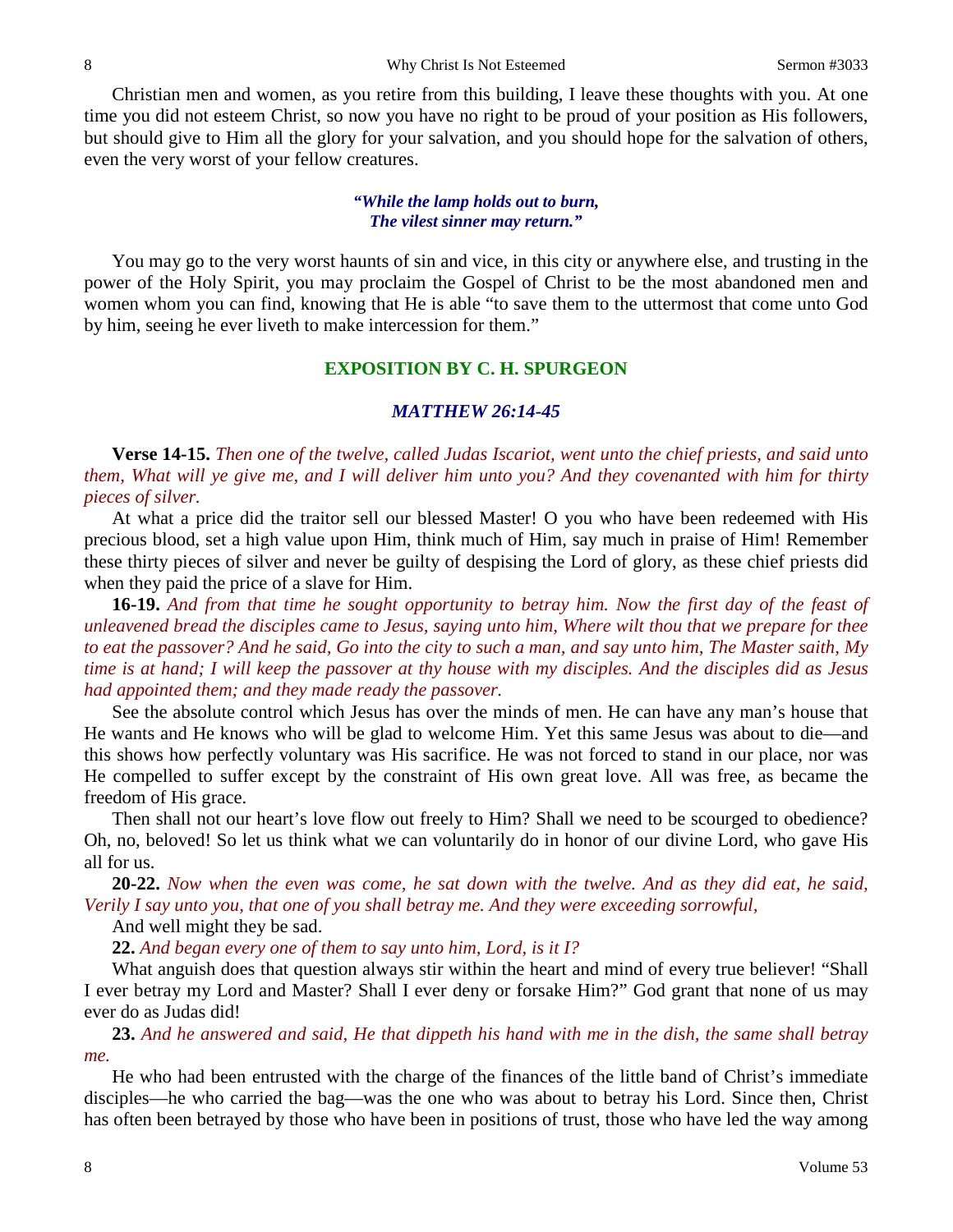Christian men and women, as you retire from this building, I leave these thoughts with you. At one time you did not esteem Christ, so now you have no right to be proud of your position as His followers, but should give to Him all the glory for your salvation, and you should hope for the salvation of others, even the very worst of your fellow creatures.

> ***"While the lamp holds out to burn,***
> ***The vilest sinner may return."***

You may go to the very worst haunts of sin and vice, in this city or anywhere else, and trusting in the power of the Holy Spirit, you may proclaim the Gospel of Christ to be the most abandoned men and women whom you can find, knowing that He is able "to save them to the uttermost that come unto God by him, seeing he ever liveth to make intercession for them."

## EXPOSITION BY C. H. SPURGEON

### *MATTHEW 26:14-45*

**Verse 14-15.** *Then one of the twelve, called Judas Iscariot, went unto the chief priests, and said unto them, What will ye give me, and I will deliver him unto you? And they covenanted with him for thirty pieces of silver.*

At what a price did the traitor sell our blessed Master! O you who have been redeemed with His precious blood, set a high value upon Him, think much of Him, say much in praise of Him! Remember these thirty pieces of silver and never be guilty of despising the Lord of glory, as these chief priests did when they paid the price of a slave for Him.

**16-19.** *And from that time he sought opportunity to betray him. Now the first day of the feast of unleavened bread the disciples came to Jesus, saying unto him, Where wilt thou that we prepare for thee to eat the passover? And he said, Go into the city to such a man, and say unto him, The Master saith, My time is at hand; I will keep the passover at thy house with my disciples. And the disciples did as Jesus had appointed them; and they made ready the passover.*

See the absolute control which Jesus has over the minds of men. He can have any man's house that He wants and He knows who will be glad to welcome Him. Yet this same Jesus was about to die—and this shows how perfectly voluntary was His sacrifice. He was not forced to stand in our place, nor was He compelled to suffer except by the constraint of His own great love. All was free, as became the freedom of His grace.

Then shall not our heart's love flow out freely to Him? Shall we need to be scourged to obedience? Oh, no, beloved! So let us think what we can voluntarily do in honor of our divine Lord, who gave His all for us.

**20-22.** *Now when the even was come, he sat down with the twelve. And as they did eat, he said, Verily I say unto you, that one of you shall betray me. And they were exceeding sorrowful,*

And well might they be sad.

**22.** *And began every one of them to say unto him, Lord, is it I?*

What anguish does that question always stir within the heart and mind of every true believer! "Shall I ever betray my Lord and Master? Shall I ever deny or forsake Him?" God grant that none of us may ever do as Judas did!

**23.** *And he answered and said, He that dippeth his hand with me in the dish, the same shall betray me.*

He who had been entrusted with the charge of the finances of the little band of Christ's immediate disciples—he who carried the bag—was the one who was about to betray his Lord. Since then, Christ has often been betrayed by those who have been in positions of trust, those who have led the way among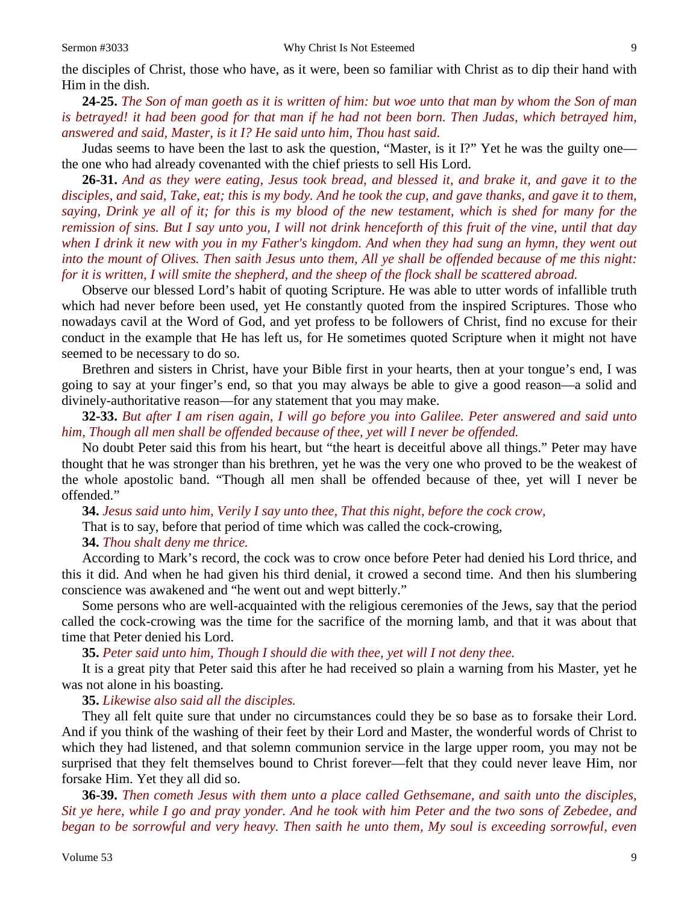the disciples of Christ, those who have, as it were, been so familiar with Christ as to dip their hand with Him in the dish.

**24-25.** *The Son of man goeth as it is written of him: but woe unto that man by whom the Son of man is betrayed! it had been good for that man if he had not been born. Then Judas, which betrayed him, answered and said, Master, is it I? He said unto him, Thou hast said.*

Judas seems to have been the last to ask the question, "Master, is it I?" Yet he was the guilty one—the one who had already covenanted with the chief priests to sell His Lord.

**26-31.** *And as they were eating, Jesus took bread, and blessed it, and brake it, and gave it to the disciples, and said, Take, eat; this is my body. And he took the cup, and gave thanks, and gave it to them, saying, Drink ye all of it; for this is my blood of the new testament, which is shed for many for the remission of sins. But I say unto you, I will not drink henceforth of this fruit of the vine, until that day when I drink it new with you in my Father's kingdom. And when they had sung an hymn, they went out into the mount of Olives. Then saith Jesus unto them, All ye shall be offended because of me this night: for it is written, I will smite the shepherd, and the sheep of the flock shall be scattered abroad.*

Observe our blessed Lord's habit of quoting Scripture. He was able to utter words of infallible truth which had never before been used, yet He constantly quoted from the inspired Scriptures. Those who nowadays cavil at the Word of God, and yet profess to be followers of Christ, find no excuse for their conduct in the example that He has left us, for He sometimes quoted Scripture when it might not have seemed to be necessary to do so.

Brethren and sisters in Christ, have your Bible first in your hearts, then at your tongue's end, I was going to say at your finger's end, so that you may always be able to give a good reason—a solid and divinely-authoritative reason—for any statement that you may make.

**32-33.** *But after I am risen again, I will go before you into Galilee. Peter answered and said unto him, Though all men shall be offended because of thee, yet will I never be offended.*

No doubt Peter said this from his heart, but "the heart is deceitful above all things." Peter may have thought that he was stronger than his brethren, yet he was the very one who proved to be the weakest of the whole apostolic band. "Though all men shall be offended because of thee, yet will I never be offended."

**34.** *Jesus said unto him, Verily I say unto thee, That this night, before the cock crow,*

That is to say, before that period of time which was called the cock-crowing,

**34.** *Thou shalt deny me thrice.*

According to Mark's record, the cock was to crow once before Peter had denied his Lord thrice, and this it did. And when he had given his third denial, it crowed a second time. And then his slumbering conscience was awakened and "he went out and wept bitterly."

Some persons who are well-acquainted with the religious ceremonies of the Jews, say that the period called the cock-crowing was the time for the sacrifice of the morning lamb, and that it was about that time that Peter denied his Lord.

**35.** *Peter said unto him, Though I should die with thee, yet will I not deny thee.*

It is a great pity that Peter said this after he had received so plain a warning from his Master, yet he was not alone in his boasting.

**35.** *Likewise also said all the disciples.*

They all felt quite sure that under no circumstances could they be so base as to forsake their Lord. And if you think of the washing of their feet by their Lord and Master, the wonderful words of Christ to which they had listened, and that solemn communion service in the large upper room, you may not be surprised that they felt themselves bound to Christ forever—felt that they could never leave Him, nor forsake Him. Yet they all did so.

**36-39.** *Then cometh Jesus with them unto a place called Gethsemane, and saith unto the disciples, Sit ye here, while I go and pray yonder. And he took with him Peter and the two sons of Zebedee, and began to be sorrowful and very heavy. Then saith he unto them, My soul is exceeding sorrowful, even*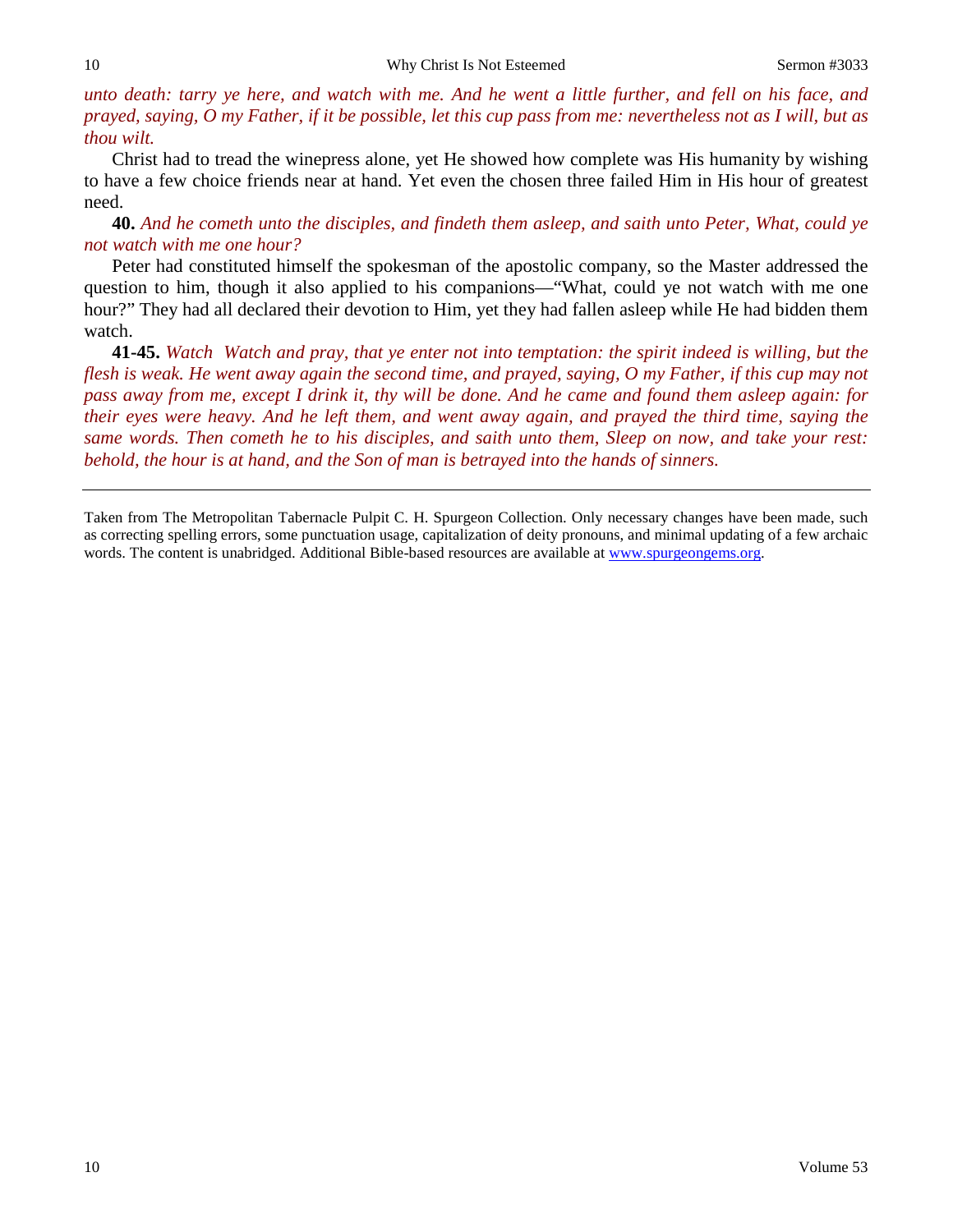*unto death: tarry ye here, and watch with me. And he went a little further, and fell on his face, and prayed, saying, O my Father, if it be possible, let this cup pass from me: nevertheless not as I will, but as thou wilt.*

Christ had to tread the winepress alone, yet He showed how complete was His humanity by wishing to have a few choice friends near at hand. Yet even the chosen three failed Him in His hour of greatest need.

**40.** *And he cometh unto the disciples, and findeth them asleep, and saith unto Peter, What, could ye not watch with me one hour?*

Peter had constituted himself the spokesman of the apostolic company, so the Master addressed the question to him, though it also applied to his companions—"What, could ye not watch with me one hour?" They had all declared their devotion to Him, yet they had fallen asleep while He had bidden them watch.

**41-45.** *Watch  Watch and pray, that ye enter not into temptation: the spirit indeed is willing, but the flesh is weak. He went away again the second time, and prayed, saying, O my Father, if this cup may not pass away from me, except I drink it, thy will be done. And he came and found them asleep again: for their eyes were heavy. And he left them, and went away again, and prayed the third time, saying the same words. Then cometh he to his disciples, and saith unto them, Sleep on now, and take your rest: behold, the hour is at hand, and the Son of man is betrayed into the hands of sinners.*

---

Taken from The Metropolitan Tabernacle Pulpit C. H. Spurgeon Collection. Only necessary changes have been made, such as correcting spelling errors, some punctuation usage, capitalization of deity pronouns, and minimal updating of a few archaic words. The content is unabridged. Additional Bible-based resources are available at www.spurgeongems.org.